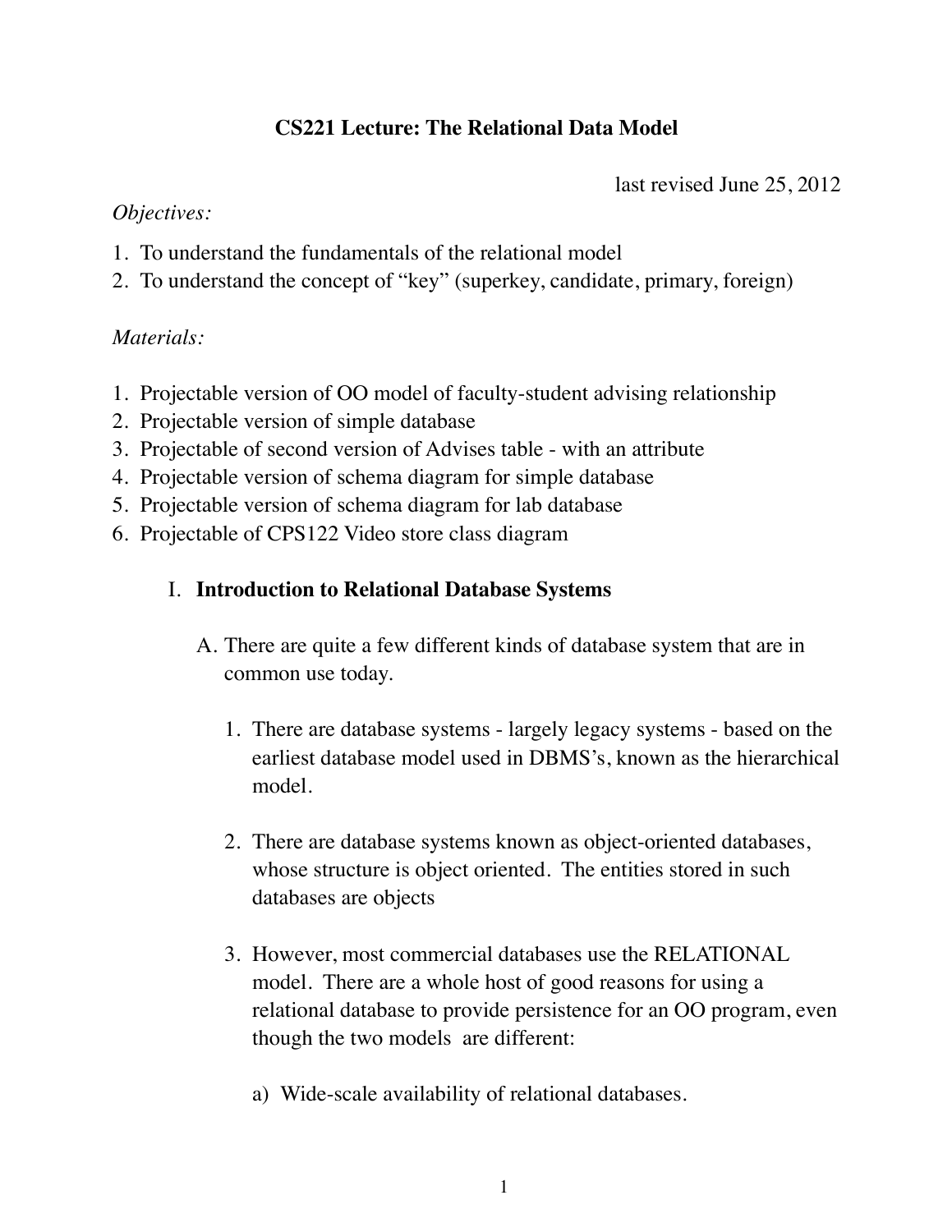# CS221 Lecture: The Relational Data Model

last revised June 25, 2012

*Objectives:*

1. To understand the fundamentals of the relational model
2. To understand the concept of "key" (superkey, candidate, primary, foreign)

*Materials:*

1. Projectable version of OO model of faculty-student advising relationship
2. Projectable version of simple database
3. Projectable of second version of Advises table - with an attribute
4. Projectable version of schema diagram for simple database
5. Projectable version of schema diagram for lab database
6. Projectable of CPS122 Video store class diagram

## I. Introduction to Relational Database Systems

A. There are quite a few different kinds of database system that are in common use today.

1. There are database systems - largely legacy systems - based on the earliest database model used in DBMS's, known as the hierarchical model.

2. There are database systems known as object-oriented databases, whose structure is object oriented. The entities stored in such databases are objects

3. However, most commercial databases use the RELATIONAL model. There are a whole host of good reasons for using a relational database to provide persistence for an OO program, even though the two models are different:

   a) Wide-scale availability of relational databases.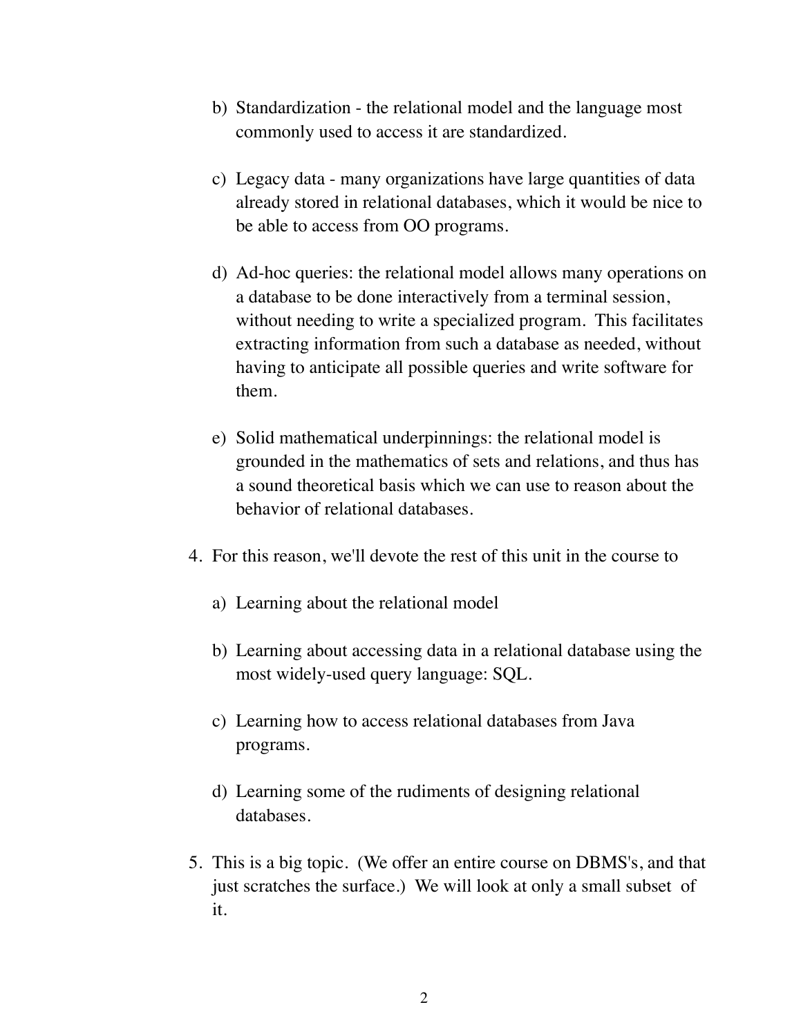b) Standardization - the relational model and the language most commonly used to access it are standardized.

   c) Legacy data - many organizations have large quantities of data already stored in relational databases, which it would be nice to be able to access from OO programs.

   d) Ad-hoc queries: the relational model allows many operations on a database to be done interactively from a terminal session, without needing to write a specialized program. This facilitates extracting information from such a database as needed, without having to anticipate all possible queries and write software for them.

   e) Solid mathematical underpinnings: the relational model is grounded in the mathematics of sets and relations, and thus has a sound theoretical basis which we can use to reason about the behavior of relational databases.

4. For this reason, we'll devote the rest of this unit in the course to

   a) Learning about the relational model

   b) Learning about accessing data in a relational database using the most widely-used query language: SQL.

   c) Learning how to access relational databases from Java programs.

   d) Learning some of the rudiments of designing relational databases.

5. This is a big topic. (We offer an entire course on DBMS's, and that just scratches the surface.) We will look at only a small subset of it.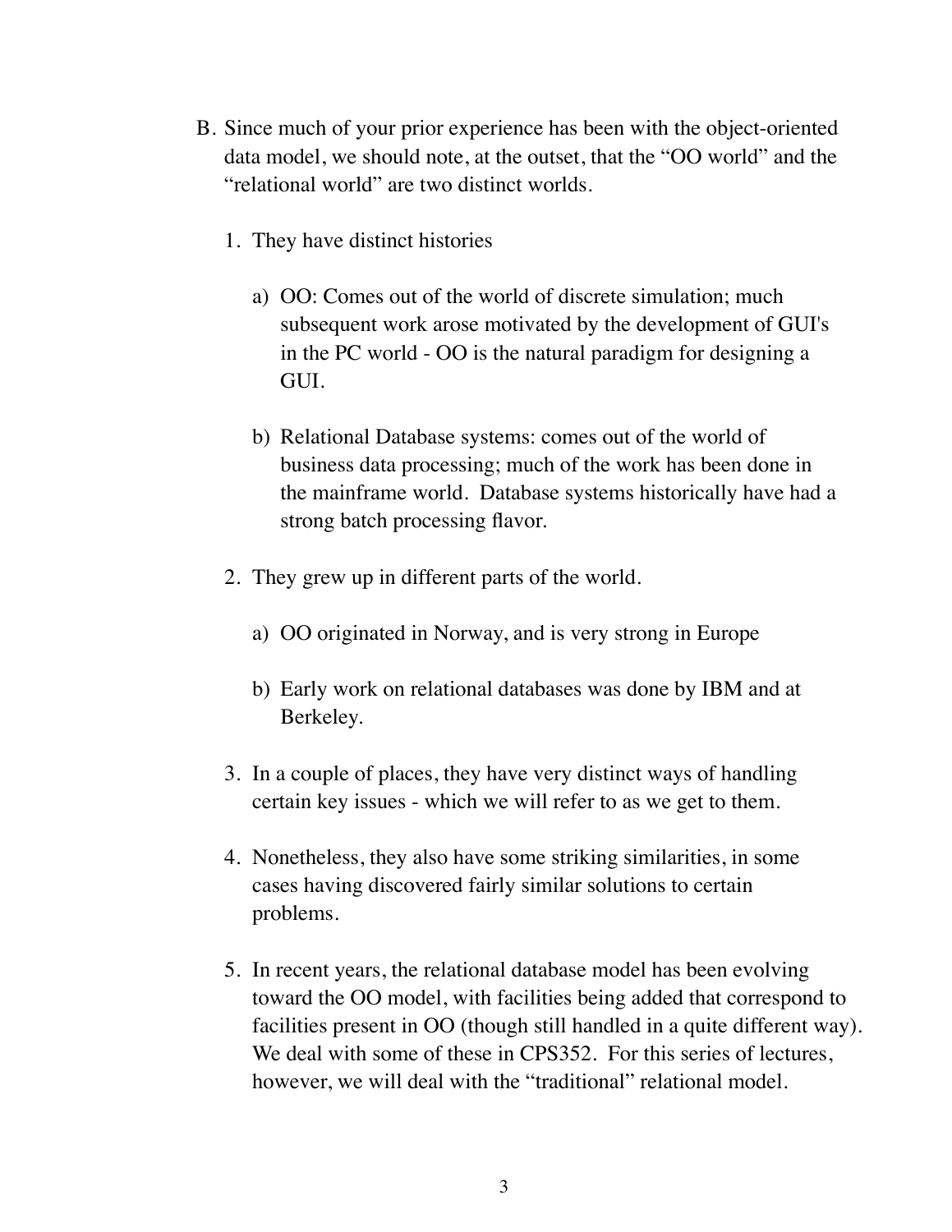B. Since much of your prior experience has been with the object-oriented data model, we should note, at the outset, that the "OO world" and the "relational world" are two distinct worlds.

1. They have distinct histories

    a) OO: Comes out of the world of discrete simulation; much subsequent work arose motivated by the development of GUI's in the PC world - OO is the natural paradigm for designing a GUI.

    b) Relational Database systems: comes out of the world of business data processing; much of the work has been done in the mainframe world. Database systems historically have had a strong batch processing flavor.

2. They grew up in different parts of the world.

    a) OO originated in Norway, and is very strong in Europe

    b) Early work on relational databases was done by IBM and at Berkeley.

3. In a couple of places, they have very distinct ways of handling certain key issues - which we will refer to as we get to them.

4. Nonetheless, they also have some striking similarities, in some cases having discovered fairly similar solutions to certain problems.

5. In recent years, the relational database model has been evolving toward the OO model, with facilities being added that correspond to facilities present in OO (though still handled in a quite different way). We deal with some of these in CPS352. For this series of lectures, however, we will deal with the "traditional" relational model.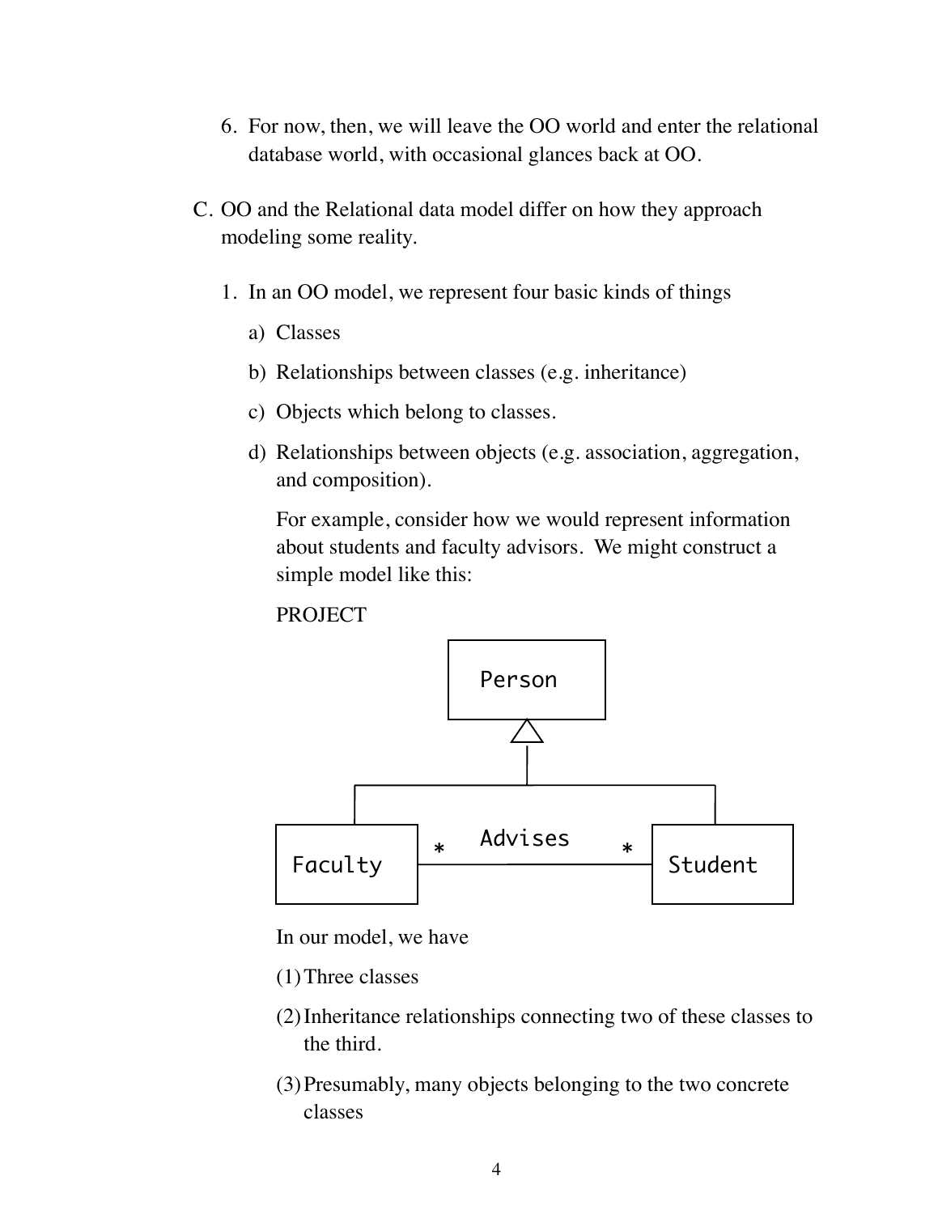6. For now, then, we will leave the OO world and enter the relational database world, with occasional glances back at OO.

C. OO and the Relational data model differ on how they approach modeling some reality.

   1. In an OO model, we represent four basic kinds of things

      a) Classes

      b) Relationships between classes (e.g. inheritance)

      c) Objects which belong to classes.

      d) Relationships between objects (e.g. association, aggregation, and composition).

      For example, consider how we would represent information about students and faculty advisors. We might construct a simple model like this:

      PROJECT

      In our model, we have

      (1) Three classes

      (2) Inheritance relationships connecting two of these classes to the third.

      (3) Presumably, many objects belonging to the two concrete classes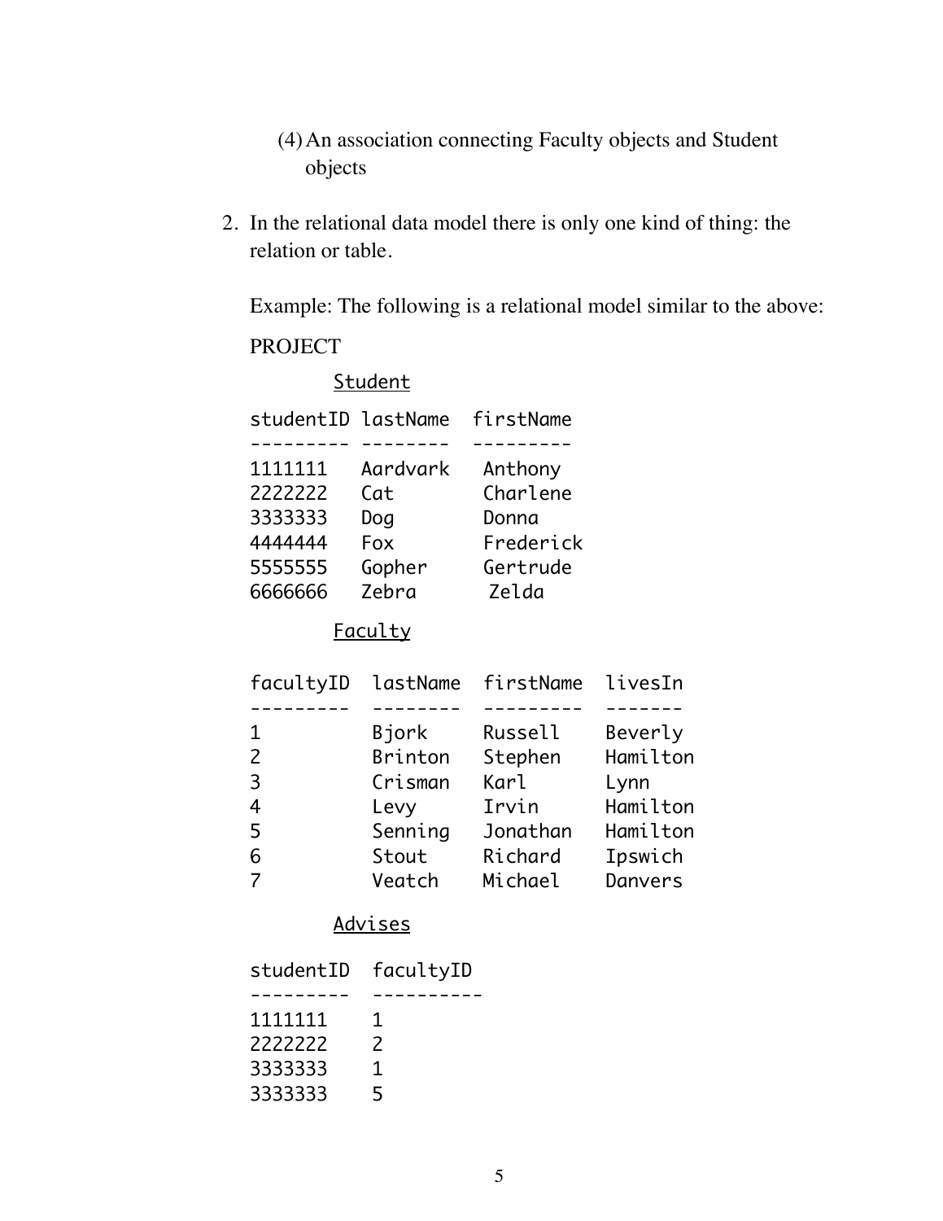(4) An association connecting Faculty objects and Student objects

2. In the relational data model there is only one kind of thing: the relation or table.

   Example: The following is a relational model similar to the above:

   PROJECT

   <u>Student</u>

   | studentID | lastName | firstName |
   |---|---|---|
   | 1111111 | Aardvark | Anthony |
   | 2222222 | Cat | Charlene |
   | 3333333 | Dog | Donna |
   | 4444444 | Fox | Frederick |
   | 5555555 | Gopher | Gertrude |
   | 6666666 | Zebra | Zelda |

   <u>Faculty</u>

   | facultyID | lastName | firstName | livesIn |
   |---|---|---|---|
   | 1 | Bjork | Russell | Beverly |
   | 2 | Brinton | Stephen | Hamilton |
   | 3 | Crisman | Karl | Lynn |
   | 4 | Levy | Irvin | Hamilton |
   | 5 | Senning | Jonathan | Hamilton |
   | 6 | Stout | Richard | Ipswich |
   | 7 | Veatch | Michael | Danvers |

   <u>Advises</u>

   | studentID | facultyID |
   |---|---|
   | 1111111 | 1 |
   | 2222222 | 2 |
   | 3333333 | 1 |
   | 3333333 | 5 |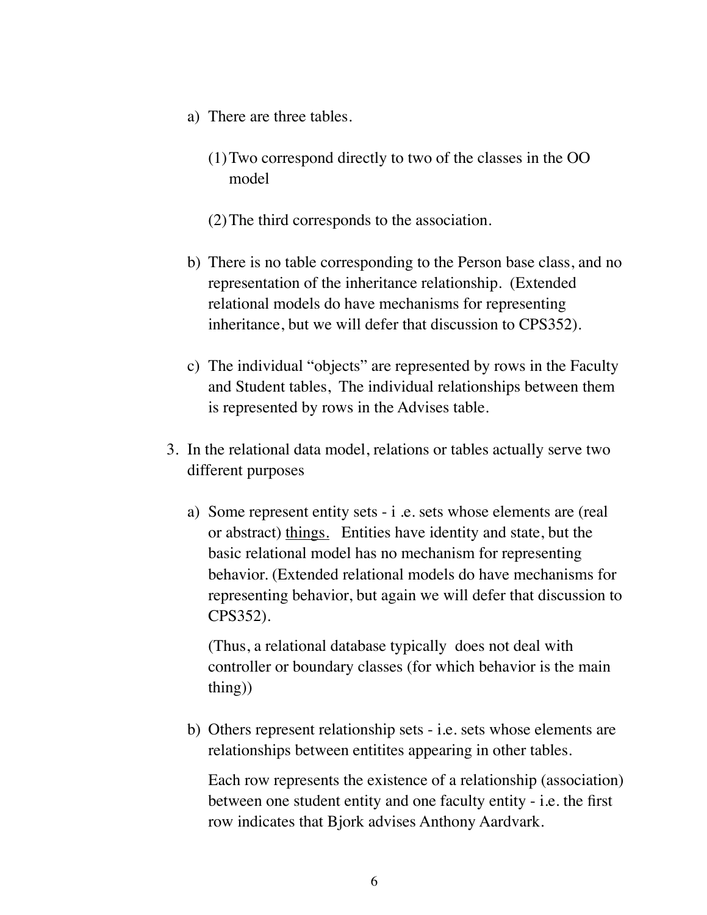a) There are three tables.

   (1) Two correspond directly to two of the classes in the OO model

   (2) The third corresponds to the association.

b) There is no table corresponding to the Person base class, and no representation of the inheritance relationship. (Extended relational models do have mechanisms for representing inheritance, but we will defer that discussion to CPS352).

c) The individual "objects" are represented by rows in the Faculty and Student tables, The individual relationships between them is represented by rows in the Advises table.

3. In the relational data model, relations or tables actually serve two different purposes

   a) Some represent entity sets - i .e. sets whose elements are (real or abstract) <u>things.</u> Entities have identity and state, but the basic relational model has no mechanism for representing behavior. (Extended relational models do have mechanisms for representing behavior, but again we will defer that discussion to CPS352).

      (Thus, a relational database typically does not deal with controller or boundary classes (for which behavior is the main thing))

   b) Others represent relationship sets - i.e. sets whose elements are relationships between entitites appearing in other tables.

      Each row represents the existence of a relationship (association) between one student entity and one faculty entity - i.e. the first row indicates that Bjork advises Anthony Aardvark.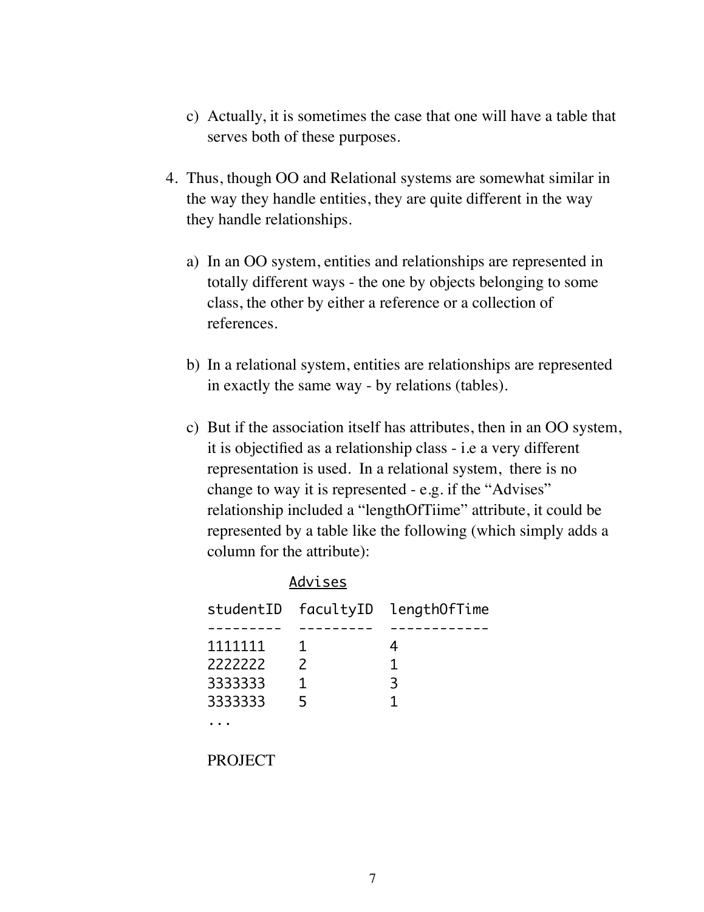c) Actually, it is sometimes the case that one will have a table that serves both of these purposes.

4. Thus, though OO and Relational systems are somewhat similar in the way they handle entities, they are quite different in the way they handle relationships.

   a) In an OO system, entities and relationships are represented in totally different ways - the one by objects belonging to some class, the other by either a reference or a collection of references.

   b) In a relational system, entities are relationships are represented in exactly the same way - by relations (tables).

   c) But if the association itself has attributes, then in an OO system, it is objectified as a relationship class - i.e a very different representation is used. In a relational system, there is no change to way it is represented - e.g. if the "Advises" relationship included a "lengthOfTiime" attribute, it could be represented by a table like the following (which simply adds a column for the attribute):

```
          Advises

studentID  facultyID  lengthOfTime
---------  ---------  ------------
1111111    1          4
2222222    2          1
3333333    1          3
3333333    5          1
...
```

   PROJECT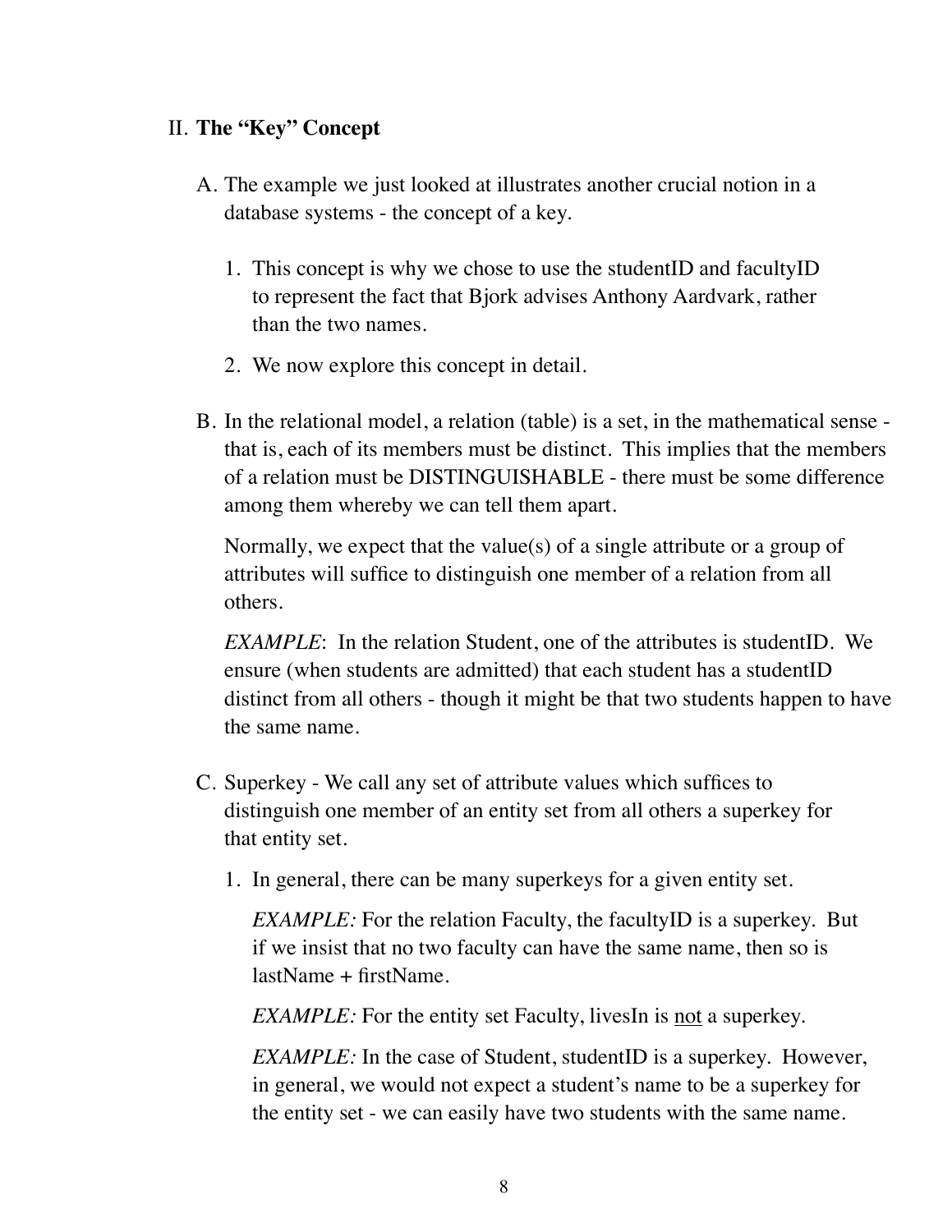## II. **The "Key" Concept**

A. The example we just looked at illustrates another crucial notion in a database systems - the concept of a key.

   1. This concept is why we chose to use the studentID and facultyID to represent the fact that Bjork advises Anthony Aardvark, rather than the two names.

   2. We now explore this concept in detail.

B. In the relational model, a relation (table) is a set, in the mathematical sense - that is, each of its members must be distinct. This implies that the members of a relation must be DISTINGUISHABLE - there must be some difference among them whereby we can tell them apart.

   Normally, we expect that the value(s) of a single attribute or a group of attributes will suffice to distinguish one member of a relation from all others.

   *EXAMPLE*: In the relation Student, one of the attributes is studentID. We ensure (when students are admitted) that each student has a studentID distinct from all others - though it might be that two students happen to have the same name.

C. Superkey - We call any set of attribute values which suffices to distinguish one member of an entity set from all others a superkey for that entity set.

   1. In general, there can be many superkeys for a given entity set.

      *EXAMPLE:* For the relation Faculty, the facultyID is a superkey. But if we insist that no two faculty can have the same name, then so is lastName + firstName.

      *EXAMPLE:* For the entity set Faculty, livesIn is <u>not</u> a superkey.

      *EXAMPLE:* In the case of Student, studentID is a superkey. However, in general, we would not expect a student's name to be a superkey for the entity set - we can easily have two students with the same name.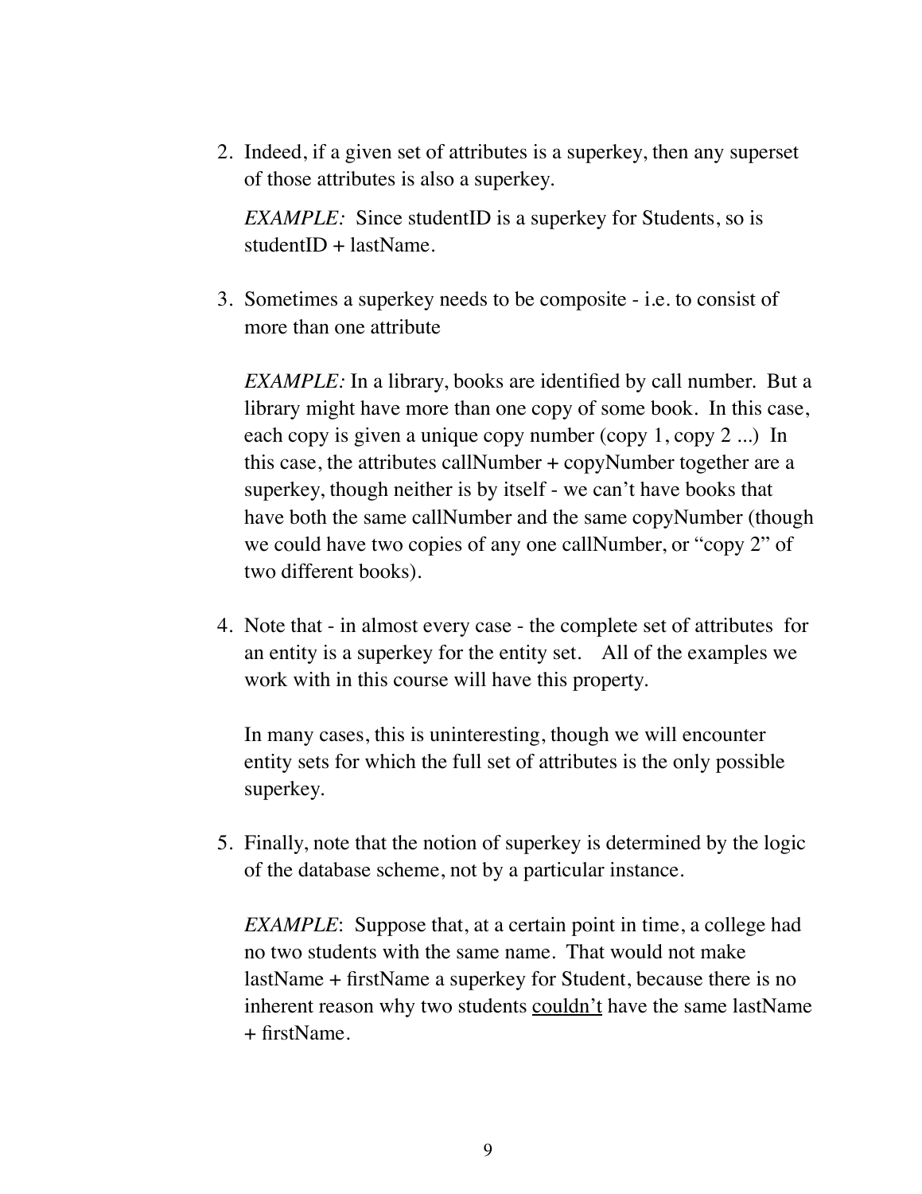2. Indeed, if a given set of attributes is a superkey, then any superset of those attributes is also a superkey.

   *EXAMPLE:* Since studentID is a superkey for Students, so is studentID + lastName.

3. Sometimes a superkey needs to be composite - i.e. to consist of more than one attribute

   *EXAMPLE:* In a library, books are identified by call number. But a library might have more than one copy of some book. In this case, each copy is given a unique copy number (copy 1, copy 2 ...) In this case, the attributes callNumber + copyNumber together are a superkey, though neither is by itself - we can't have books that have both the same callNumber and the same copyNumber (though we could have two copies of any one callNumber, or "copy 2" of two different books).

4. Note that - in almost every case - the complete set of attributes for an entity is a superkey for the entity set. All of the examples we work with in this course will have this property.

   In many cases, this is uninteresting, though we will encounter entity sets for which the full set of attributes is the only possible superkey.

5. Finally, note that the notion of superkey is determined by the logic of the database scheme, not by a particular instance.

   *EXAMPLE*: Suppose that, at a certain point in time, a college had no two students with the same name. That would not make lastName + firstName a superkey for Student, because there is no inherent reason why two students <u>couldn't</u> have the same lastName + firstName.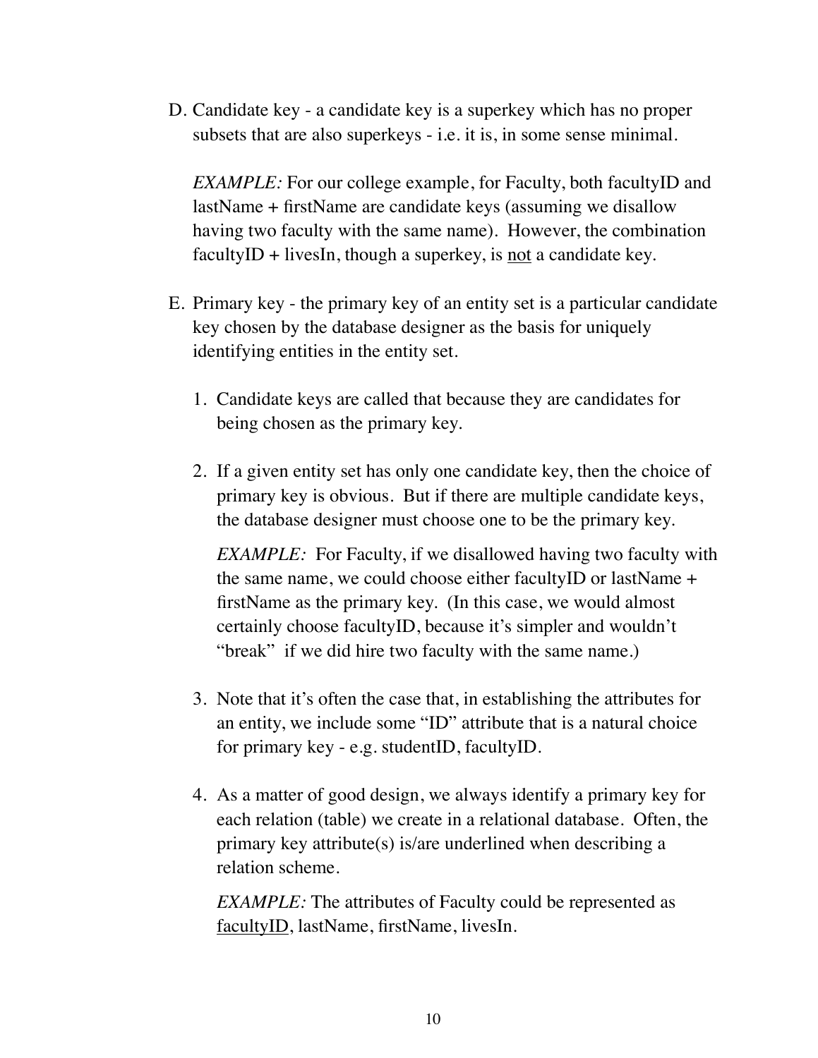D. Candidate key - a candidate key is a superkey which has no proper subsets that are also superkeys - i.e. it is, in some sense minimal.

   *EXAMPLE:* For our college example, for Faculty, both facultyID and lastName + firstName are candidate keys (assuming we disallow having two faculty with the same name). However, the combination facultyID + livesIn, though a superkey, is <u>not</u> a candidate key.

E. Primary key - the primary key of an entity set is a particular candidate key chosen by the database designer as the basis for uniquely identifying entities in the entity set.

   1. Candidate keys are called that because they are candidates for being chosen as the primary key.

   2. If a given entity set has only one candidate key, then the choice of primary key is obvious. But if there are multiple candidate keys, the database designer must choose one to be the primary key.

      *EXAMPLE:* For Faculty, if we disallowed having two faculty with the same name, we could choose either facultyID or lastName + firstName as the primary key. (In this case, we would almost certainly choose facultyID, because it's simpler and wouldn't "break" if we did hire two faculty with the same name.)

   3. Note that it's often the case that, in establishing the attributes for an entity, we include some "ID" attribute that is a natural choice for primary key - e.g. studentID, facultyID.

   4. As a matter of good design, we always identify a primary key for each relation (table) we create in a relational database. Often, the primary key attribute(s) is/are underlined when describing a relation scheme.

      *EXAMPLE:* The attributes of Faculty could be represented as <u>facultyID</u>, lastName, firstName, livesIn.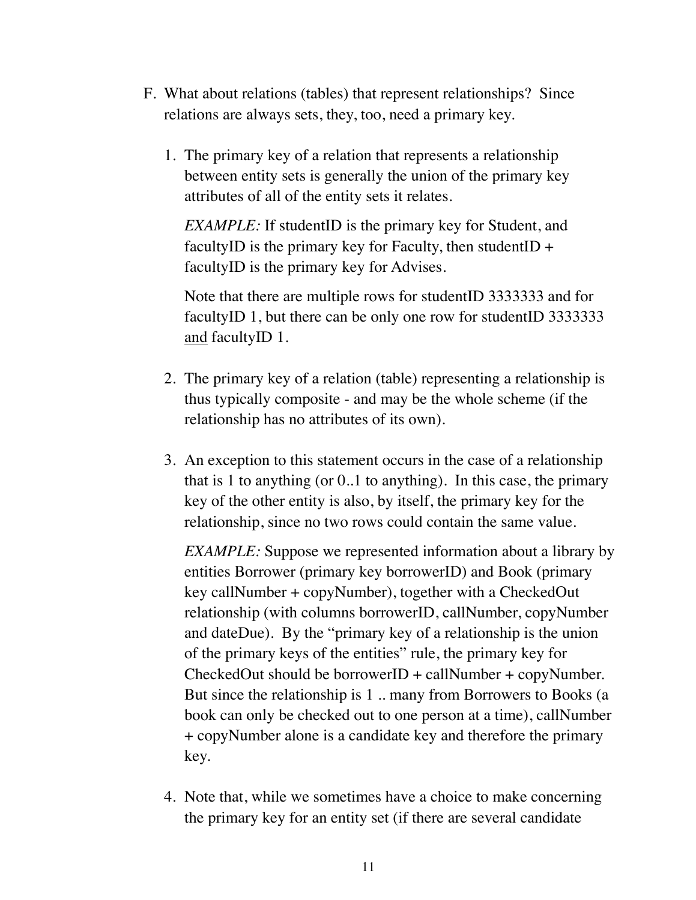F. What about relations (tables) that represent relationships? Since relations are always sets, they, too, need a primary key.

1. The primary key of a relation that represents a relationship between entity sets is generally the union of the primary key attributes of all of the entity sets it relates.

   *EXAMPLE:* If studentID is the primary key for Student, and facultyID is the primary key for Faculty, then studentID + facultyID is the primary key for Advises.

   Note that there are multiple rows for studentID 3333333 and for facultyID 1, but there can be only one row for studentID 3333333 <u>and</u> facultyID 1.

2. The primary key of a relation (table) representing a relationship is thus typically composite - and may be the whole scheme (if the relationship has no attributes of its own).

3. An exception to this statement occurs in the case of a relationship that is 1 to anything (or 0..1 to anything). In this case, the primary key of the other entity is also, by itself, the primary key for the relationship, since no two rows could contain the same value.

   *EXAMPLE:* Suppose we represented information about a library by entities Borrower (primary key borrowerID) and Book (primary key callNumber + copyNumber), together with a CheckedOut relationship (with columns borrowerID, callNumber, copyNumber and dateDue). By the "primary key of a relationship is the union of the primary keys of the entities" rule, the primary key for CheckedOut should be borrowerID + callNumber + copyNumber. But since the relationship is 1 .. many from Borrowers to Books (a book can only be checked out to one person at a time), callNumber + copyNumber alone is a candidate key and therefore the primary key.

4. Note that, while we sometimes have a choice to make concerning the primary key for an entity set (if there are several candidate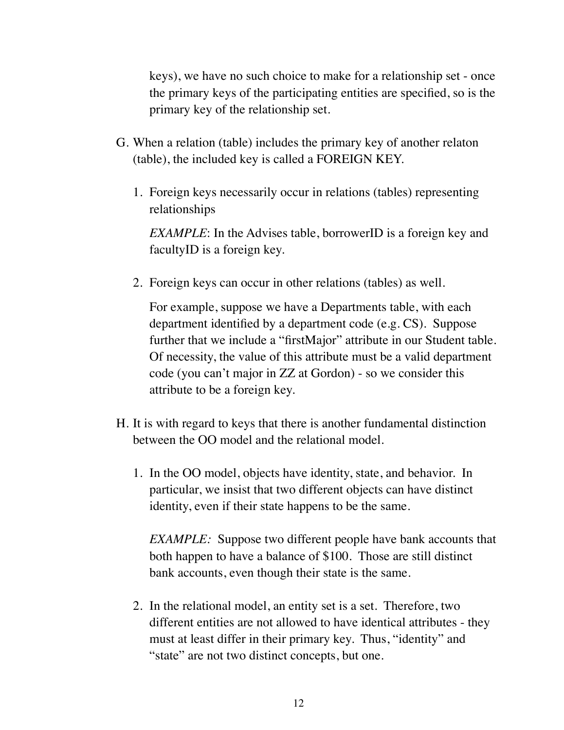keys), we have no such choice to make for a relationship set - once the primary keys of the participating entities are specified, so is the primary key of the relationship set.

G. When a relation (table) includes the primary key of another relaton (table), the included key is called a FOREIGN KEY.

   1. Foreign keys necessarily occur in relations (tables) representing relationships

      *EXAMPLE*: In the Advises table, borrowerID is a foreign key and facultyID is a foreign key.

   2. Foreign keys can occur in other relations (tables) as well.

      For example, suppose we have a Departments table, with each department identified by a department code (e.g. CS). Suppose further that we include a "firstMajor" attribute in our Student table. Of necessity, the value of this attribute must be a valid department code (you can't major in ZZ at Gordon) - so we consider this attribute to be a foreign key.

H. It is with regard to keys that there is another fundamental distinction between the OO model and the relational model.

   1. In the OO model, objects have identity, state, and behavior. In particular, we insist that two different objects can have distinct identity, even if their state happens to be the same.

      *EXAMPLE:* Suppose two different people have bank accounts that both happen to have a balance of $100. Those are still distinct bank accounts, even though their state is the same.

   2. In the relational model, an entity set is a set. Therefore, two different entities are not allowed to have identical attributes - they must at least differ in their primary key. Thus, "identity" and "state" are not two distinct concepts, but one.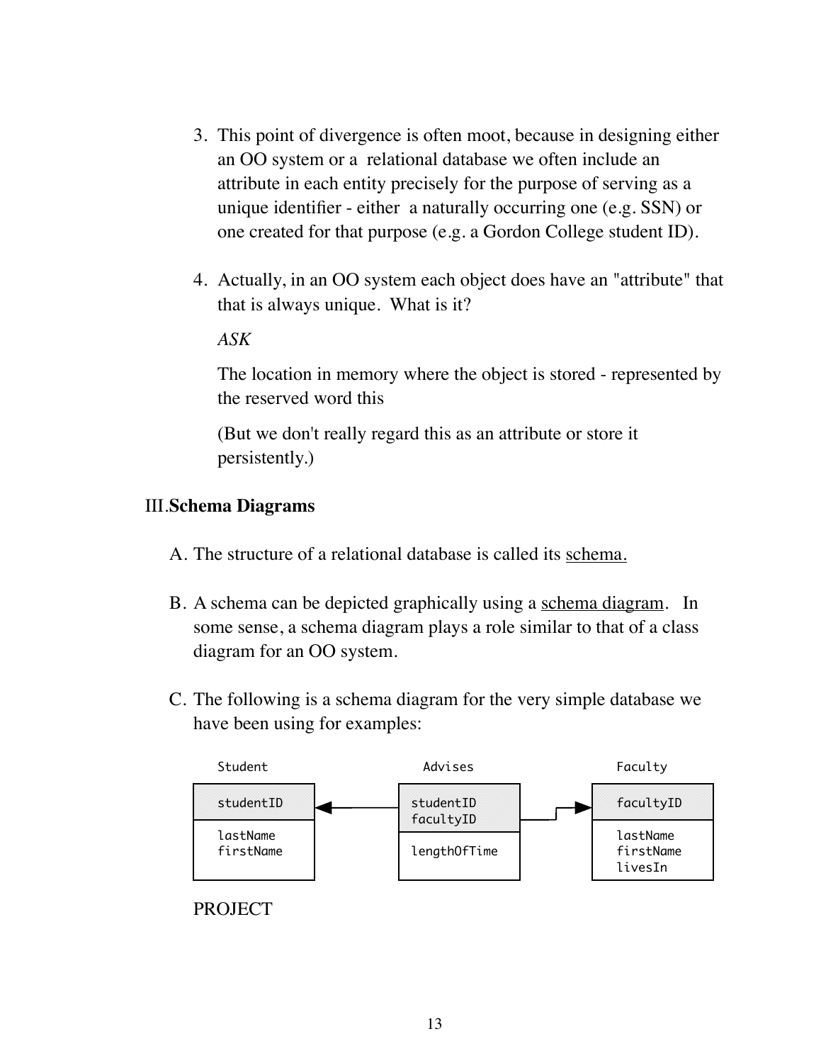3. This point of divergence is often moot, because in designing either an OO system or a relational database we often include an attribute in each entity precisely for the purpose of serving as a unique identifier - either a naturally occurring one (e.g. SSN) or one created for that purpose (e.g. a Gordon College student ID).

4. Actually, in an OO system each object does have an "attribute" that that is always unique. What is it?

   *ASK*

   The location in memory where the object is stored - represented by the reserved word this

   (But we don't really regard this as an attribute or store it persistently.)

## III. Schema Diagrams

A. The structure of a relational database is called its <u>schema.</u>

B. A schema can be depicted graphically using a <u>schema diagram</u>. In some sense, a schema diagram plays a role similar to that of a class diagram for an OO system.

C. The following is a schema diagram for the very simple database we have been using for examples:

```
Student                    Advises                    Faculty
+------------+             +------------+             +------------+
| studentID  |<------------| studentID  |             | facultyID  |
+------------+             | facultyID  |------------>+------------+
| lastName   |             +------------+             | lastName   |
| firstName  |             | lengthOfTime|            | firstName  |
|            |             |            |             | livesIn    |
+------------+             +------------+             +------------+
```

PROJECT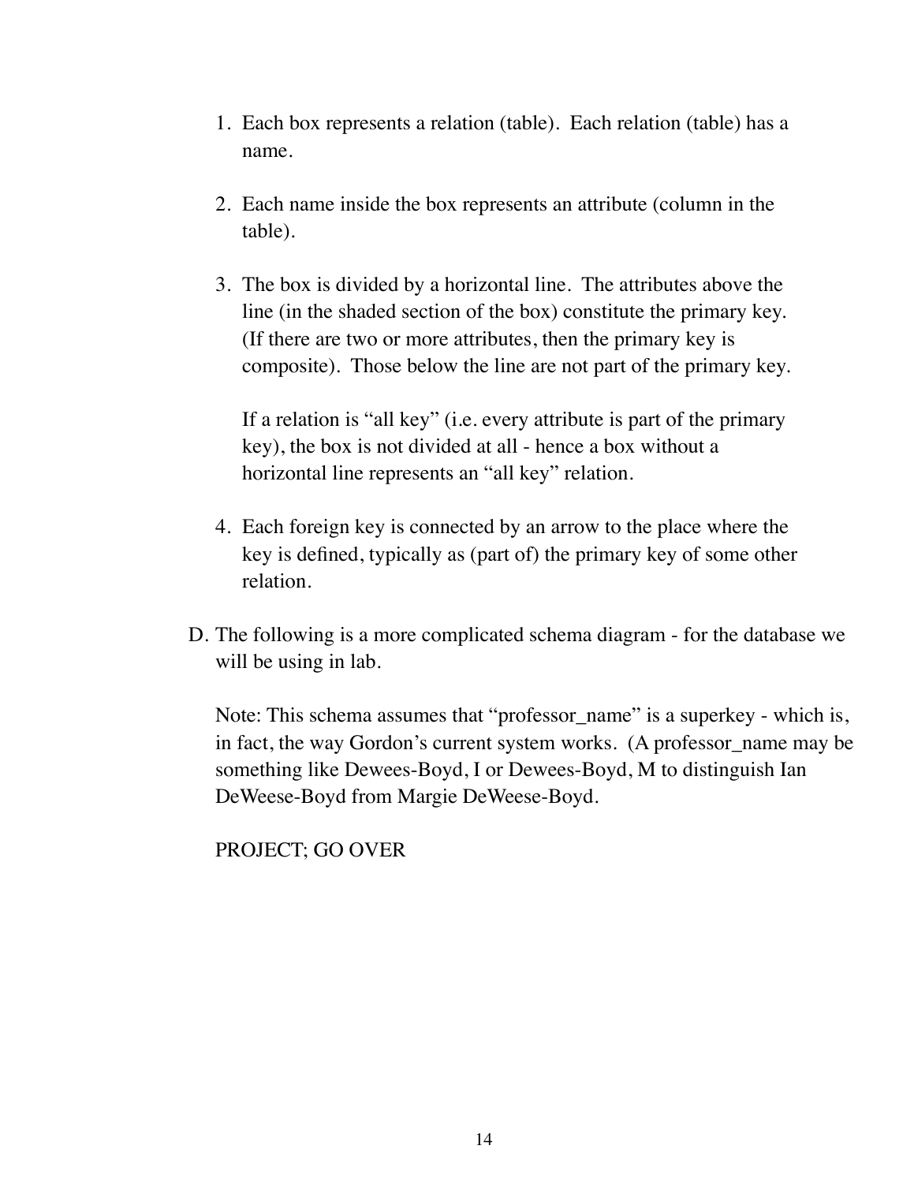1. Each box represents a relation (table). Each relation (table) has a name.

2. Each name inside the box represents an attribute (column in the table).

3. The box is divided by a horizontal line. The attributes above the line (in the shaded section of the box) constitute the primary key. (If there are two or more attributes, then the primary key is composite). Those below the line are not part of the primary key.

   If a relation is "all key" (i.e. every attribute is part of the primary key), the box is not divided at all - hence a box without a horizontal line represents an "all key" relation.

4. Each foreign key is connected by an arrow to the place where the key is defined, typically as (part of) the primary key of some other relation.

D. The following is a more complicated schema diagram - for the database we will be using in lab.

   Note: This schema assumes that "professor_name" is a superkey - which is, in fact, the way Gordon's current system works. (A professor_name may be something like Dewees-Boyd, I or Dewees-Boyd, M to distinguish Ian DeWeese-Boyd from Margie DeWeese-Boyd.

   PROJECT; GO OVER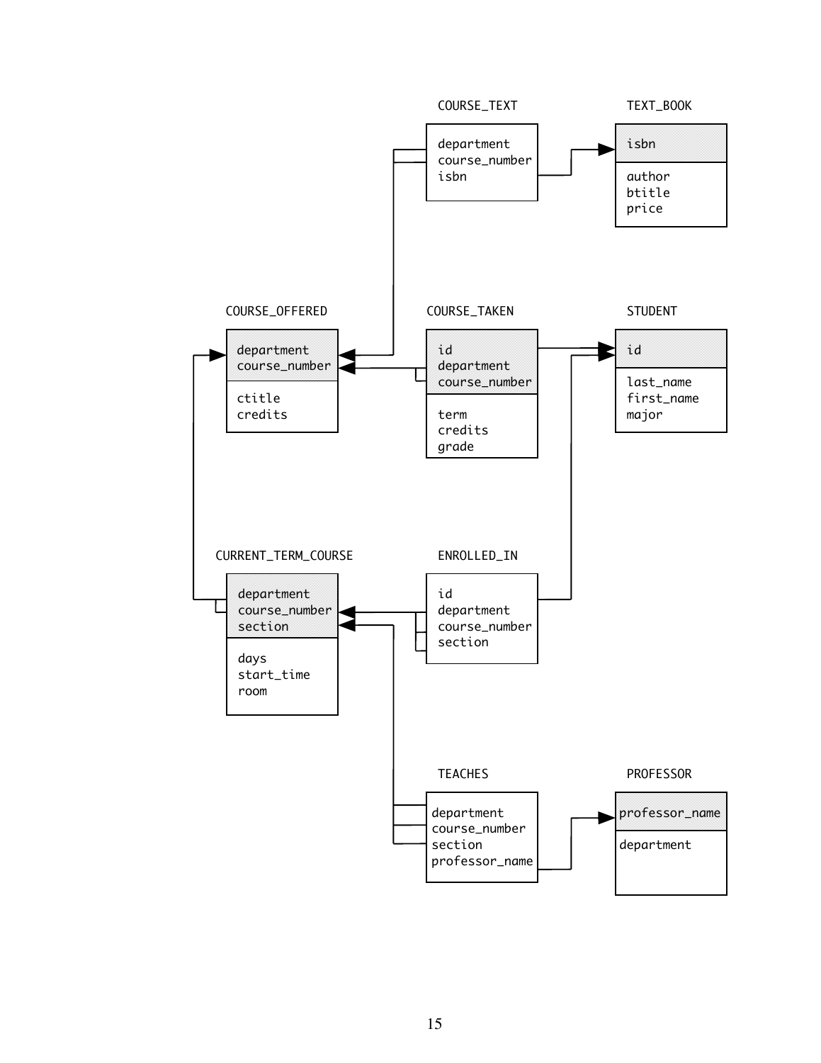COURSE_TEXT

department
course_number
isbn

TEXT_BOOK

isbn

author
btitle
price

COURSE_OFFERED

department
course_number

ctitle
credits

COURSE_TAKEN

id
department
course_number

term
credits
grade

STUDENT

id

last_name
first_name
major

CURRENT_TERM_COURSE

department
course_number
section

days
start_time
room

ENROLLED_IN

id
department
course_number
section

TEACHES

department
course_number
section
professor_name

PROFESSOR

professor_name

department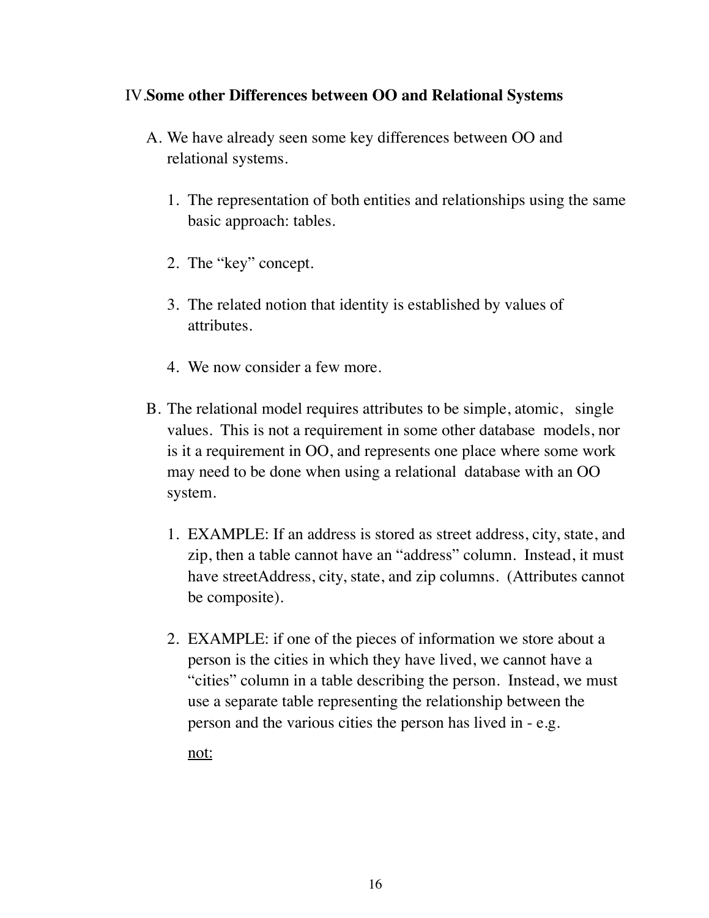## IV. Some other Differences between OO and Relational Systems

A. We have already seen some key differences between OO and relational systems.

1. The representation of both entities and relationships using the same basic approach: tables.

2. The "key" concept.

3. The related notion that identity is established by values of attributes.

4. We now consider a few more.

B. The relational model requires attributes to be simple, atomic, single values. This is not a requirement in some other database models, nor is it a requirement in OO, and represents one place where some work may need to be done when using a relational database with an OO system.

1. EXAMPLE: If an address is stored as street address, city, state, and zip, then a table cannot have an "address" column. Instead, it must have streetAddress, city, state, and zip columns. (Attributes cannot be composite).

2. EXAMPLE: if one of the pieces of information we store about a person is the cities in which they have lived, we cannot have a "cities" column in a table describing the person. Instead, we must use a separate table representing the relationship between the person and the various cities the person has lived in - e.g.

   <u>not:</u>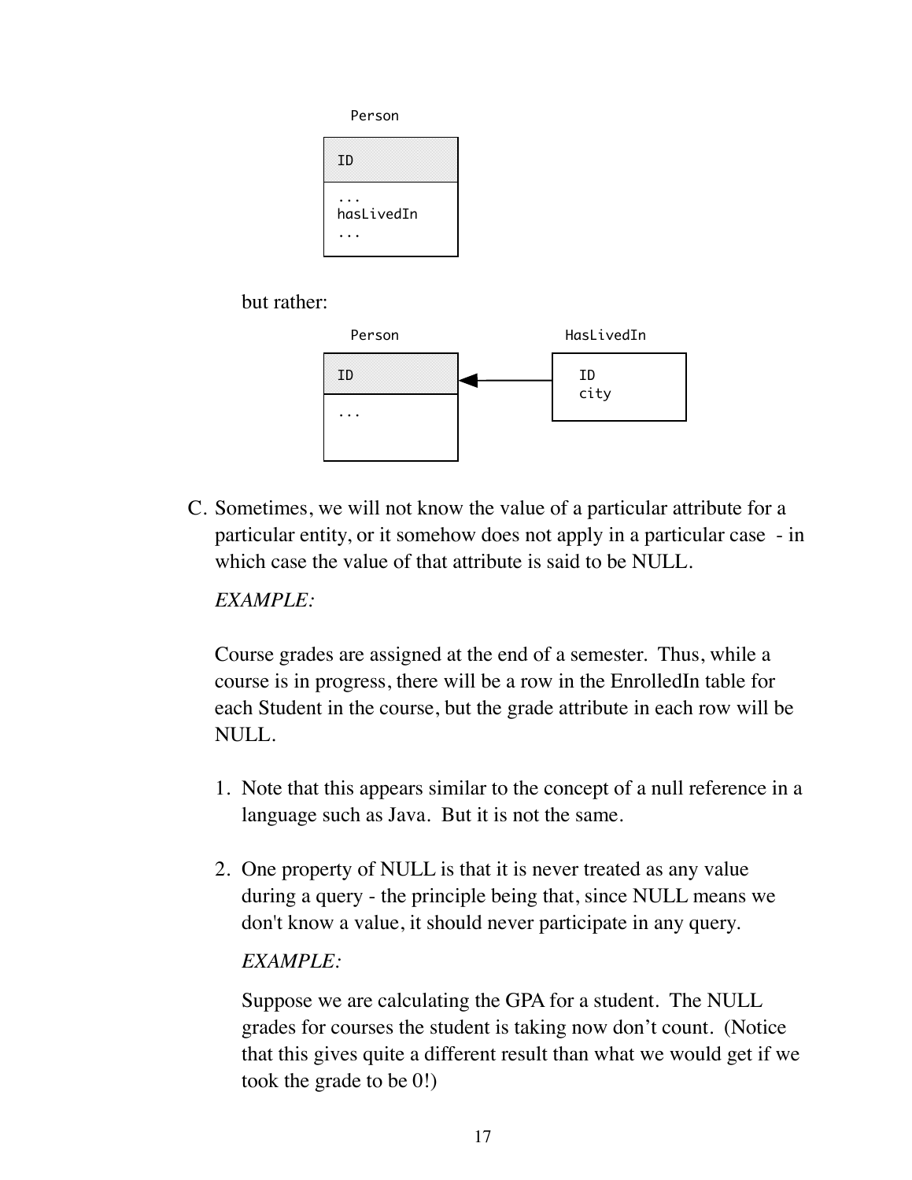```
Person
+-------------+
| ID          |
+-------------+
| ...         |
| hasLivedIn  |
| ...         |
+-------------+
```

but rather:

```
Person                    HasLivedIn
+-------------+           +-------------+
| ID          |<----------|  ID         |
+-------------+           |  city       |
| ...         |           +-------------+
|             |
+-------------+
```

C. Sometimes, we will not know the value of a particular attribute for a particular entity, or it somehow does not apply in a particular case - in which case the value of that attribute is said to be NULL.

   *EXAMPLE:*

   Course grades are assigned at the end of a semester. Thus, while a course is in progress, there will be a row in the EnrolledIn table for each Student in the course, but the grade attribute in each row will be NULL.

   1. Note that this appears similar to the concept of a null reference in a language such as Java. But it is not the same.

   2. One property of NULL is that it is never treated as any value during a query - the principle being that, since NULL means we don't know a value, it should never participate in any query.

      *EXAMPLE:*

      Suppose we are calculating the GPA for a student. The NULL grades for courses the student is taking now don't count. (Notice that this gives quite a different result than what we would get if we took the grade to be 0!)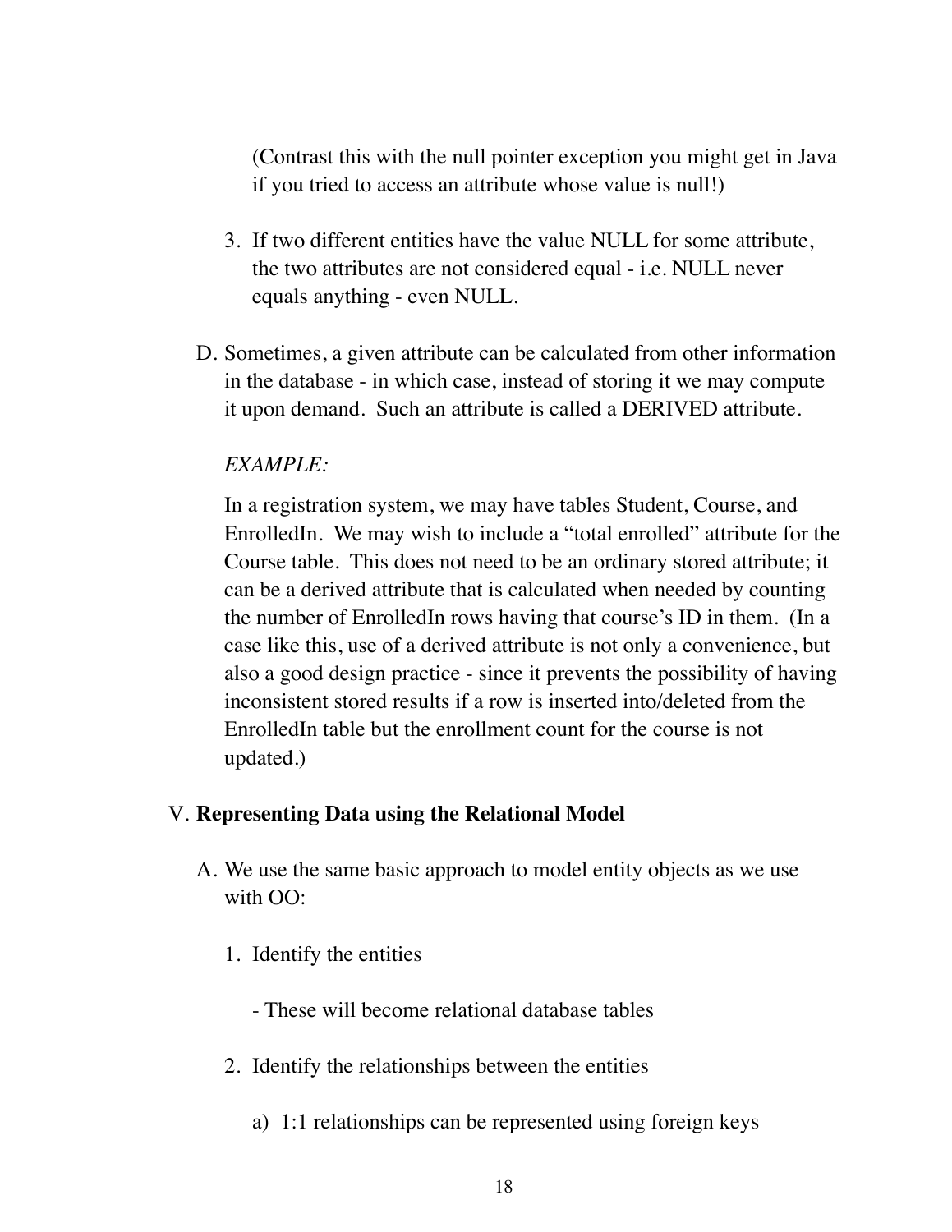(Contrast this with the null pointer exception you might get in Java if you tried to access an attribute whose value is null!)

3. If two different entities have the value NULL for some attribute, the two attributes are not considered equal - i.e. NULL never equals anything - even NULL.

D. Sometimes, a given attribute can be calculated from other information in the database - in which case, instead of storing it we may compute it upon demand. Such an attribute is called a DERIVED attribute.

*EXAMPLE:*

In a registration system, we may have tables Student, Course, and EnrolledIn. We may wish to include a "total enrolled" attribute for the Course table. This does not need to be an ordinary stored attribute; it can be a derived attribute that is calculated when needed by counting the number of EnrolledIn rows having that course's ID in them. (In a case like this, use of a derived attribute is not only a convenience, but also a good design practice - since it prevents the possibility of having inconsistent stored results if a row is inserted into/deleted from the EnrolledIn table but the enrollment count for the course is not updated.)

## V. **Representing Data using the Relational Model**

A. We use the same basic approach to model entity objects as we use with OO:

1. Identify the entities

   - These will become relational database tables

2. Identify the relationships between the entities

   a) 1:1 relationships can be represented using foreign keys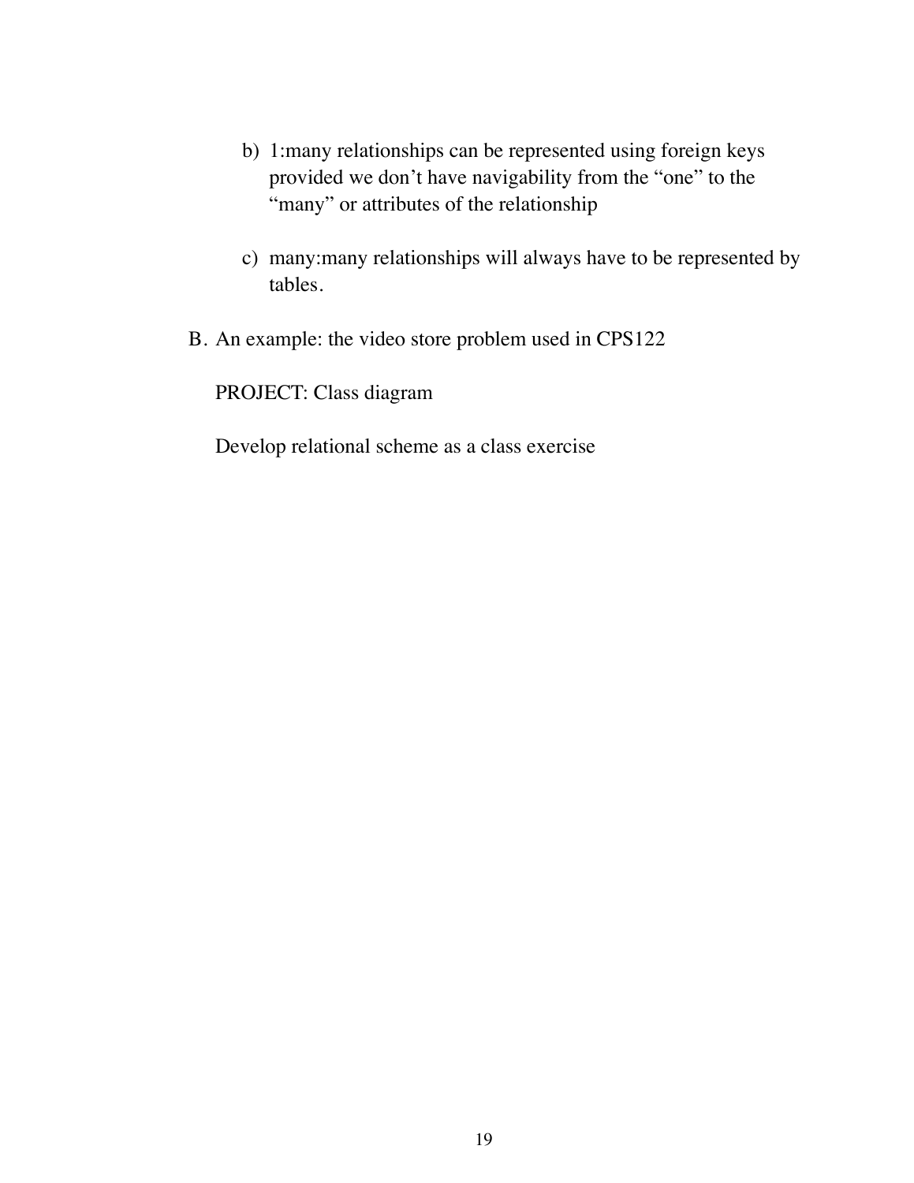b) 1:many relationships can be represented using foreign keys provided we don't have navigability from the "one" to the "many" or attributes of the relationship

c) many:many relationships will always have to be represented by tables.

B. An example: the video store problem used in CPS122

PROJECT: Class diagram

Develop relational scheme as a class exercise